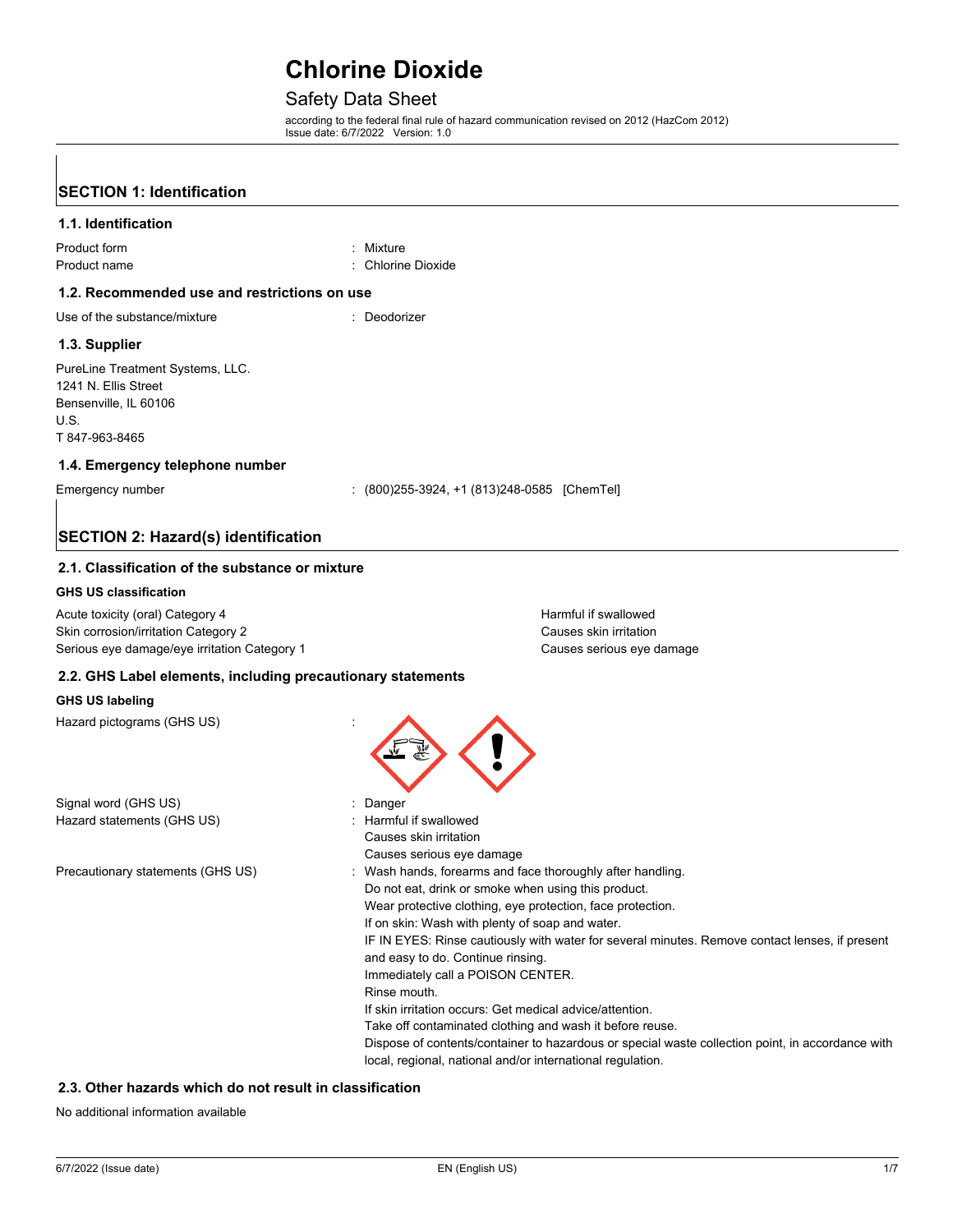# Chlorine Dioxide

Safety Data Sheet

according to the federal final rule of hazard communication revised on 2012 (HazCom 2012)
Issue date: 6/7/2022 Version: 1.0

## SECTION 1: Identification

### 1.1. Identification

Product form : Mixture
Product name : Chlorine Dioxide

### 1.2. Recommended use and restrictions on use

Use of the substance/mixture : Deodorizer

### 1.3. Supplier

PureLine Treatment Systems, LLC.
1241 N. Ellis Street
Bensenville, IL 60106
U.S.
T 847-963-8465

### 1.4. Emergency telephone number

Emergency number : (800)255-3924, +1 (813)248-0585 [ChemTel]

## SECTION 2: Hazard(s) identification

### 2.1. Classification of the substance or mixture

**GHS US classification**

| | |
|---|---|
| Acute toxicity (oral) Category 4 | Harmful if swallowed |
| Skin corrosion/irritation Category 2 | Causes skin irritation |
| Serious eye damage/eye irritation Category 1 | Causes serious eye damage |

### 2.2. GHS Label elements, including precautionary statements

**GHS US labeling**

Hazard pictograms (GHS US) :

Signal word (GHS US) : Danger

Hazard statements (GHS US) : Harmful if swallowed
Causes skin irritation
Causes serious eye damage

Precautionary statements (GHS US) : Wash hands, forearms and face thoroughly after handling.
Do not eat, drink or smoke when using this product.
Wear protective clothing, eye protection, face protection.
If on skin: Wash with plenty of soap and water.
IF IN EYES: Rinse cautiously with water for several minutes. Remove contact lenses, if present and easy to do. Continue rinsing.
Immediately call a POISON CENTER.
Rinse mouth.
If skin irritation occurs: Get medical advice/attention.
Take off contaminated clothing and wash it before reuse.
Dispose of contents/container to hazardous or special waste collection point, in accordance with local, regional, national and/or international regulation.

### 2.3. Other hazards which do not result in classification

No additional information available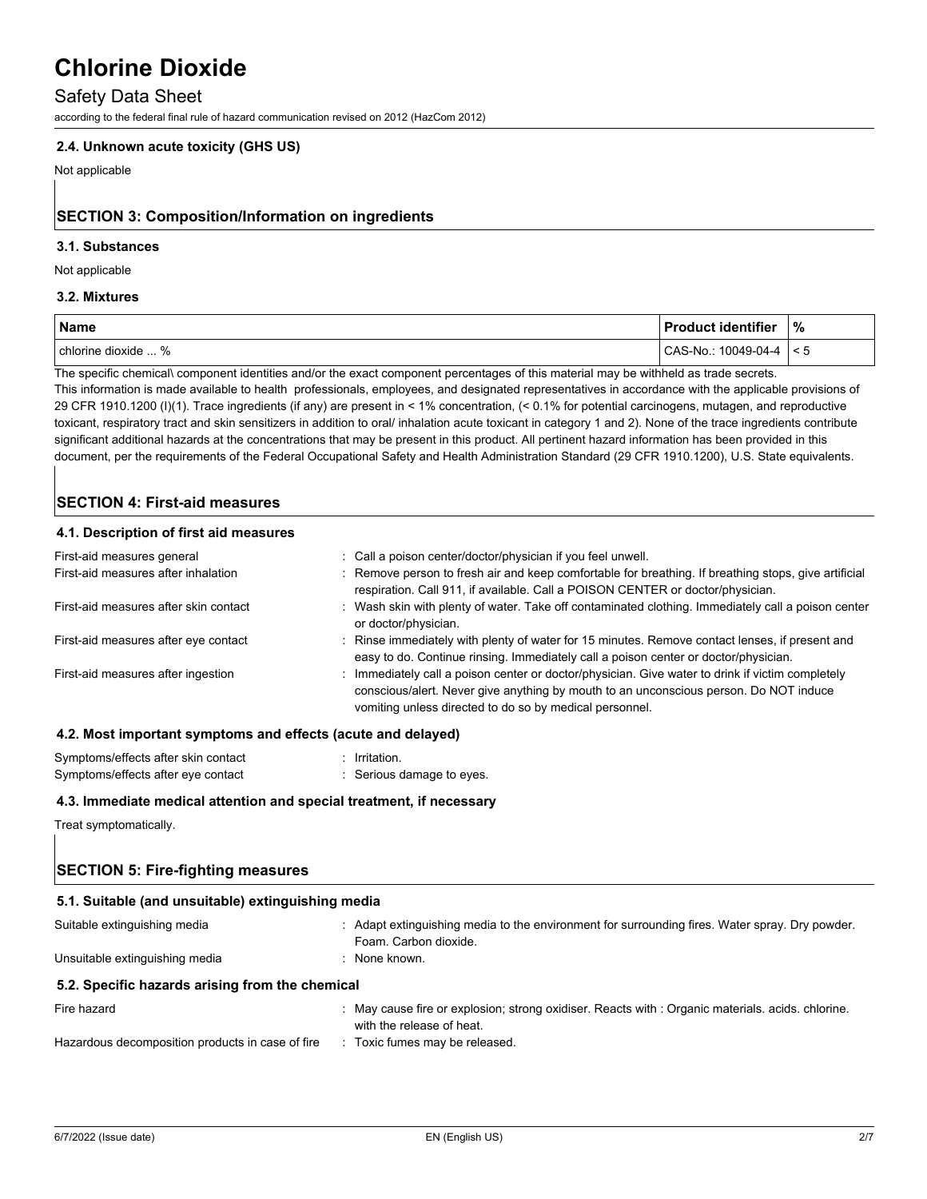### 2.4. Unknown acute toxicity (GHS US)

Not applicable

## SECTION 3: Composition/Information on ingredients

### 3.1. Substances

Not applicable

### 3.2. Mixtures

| Name | Product identifier | % |
|---|---|---|
| chlorine dioxide ... % | CAS-No.: 10049-04-4 | < 5 |

The specific chemical\ component identities and/or the exact component percentages of this material may be withheld as trade secrets. This information is made available to health professionals, employees, and designated representatives in accordance with the applicable provisions of 29 CFR 1910.1200 (I)(1). Trace ingredients (if any) are present in < 1% concentration, (< 0.1% for potential carcinogens, mutagen, and reproductive toxicant, respiratory tract and skin sensitizers in addition to oral/ inhalation acute toxicant in category 1 and 2). None of the trace ingredients contribute significant additional hazards at the concentrations that may be present in this product. All pertinent hazard information has been provided in this document, per the requirements of the Federal Occupational Safety and Health Administration Standard (29 CFR 1910.1200), U.S. State equivalents.

## SECTION 4: First-aid measures

### 4.1. Description of first aid measures

First-aid measures general : Call a poison center/doctor/physician if you feel unwell.

First-aid measures after inhalation : Remove person to fresh air and keep comfortable for breathing. If breathing stops, give artificial respiration. Call 911, if available. Call a POISON CENTER or doctor/physician.

First-aid measures after skin contact : Wash skin with plenty of water. Take off contaminated clothing. Immediately call a poison center or doctor/physician.

First-aid measures after eye contact : Rinse immediately with plenty of water for 15 minutes. Remove contact lenses, if present and easy to do. Continue rinsing. Immediately call a poison center or doctor/physician.

First-aid measures after ingestion : Immediately call a poison center or doctor/physician. Give water to drink if victim completely conscious/alert. Never give anything by mouth to an unconscious person. Do NOT induce vomiting unless directed to do so by medical personnel.

### 4.2. Most important symptoms and effects (acute and delayed)

Symptoms/effects after skin contact : Irritation.

Symptoms/effects after eye contact : Serious damage to eyes.

### 4.3. Immediate medical attention and special treatment, if necessary

Treat symptomatically.

## SECTION 5: Fire-fighting measures

### 5.1. Suitable (and unsuitable) extinguishing media

Suitable extinguishing media : Adapt extinguishing media to the environment for surrounding fires. Water spray. Dry powder. Foam. Carbon dioxide.

Unsuitable extinguishing media : None known.

### 5.2. Specific hazards arising from the chemical

Fire hazard : May cause fire or explosion; strong oxidiser. Reacts with : Organic materials. acids. chlorine. with the release of heat.

Hazardous decomposition products in case of fire : Toxic fumes may be released.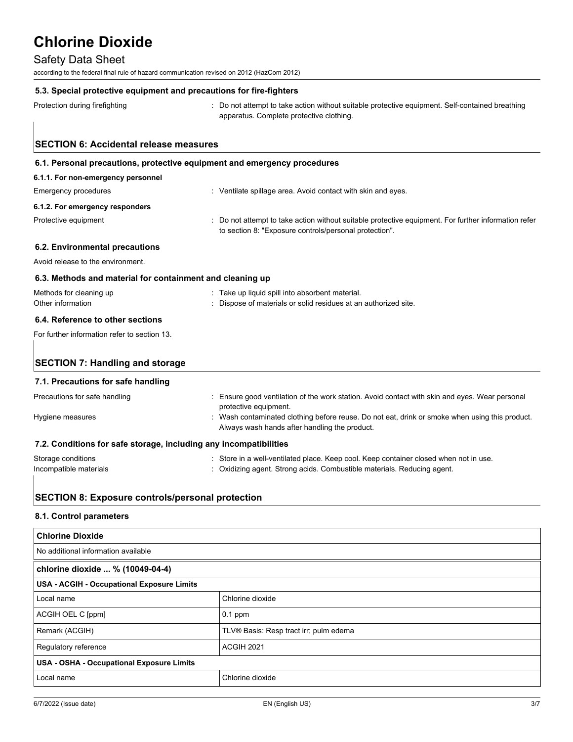### 5.3. Special protective equipment and precautions for fire-fighters

Protection during firefighting : Do not attempt to take action without suitable protective equipment. Self-contained breathing apparatus. Complete protective clothing.

## SECTION 6: Accidental release measures

### 6.1. Personal precautions, protective equipment and emergency procedures

#### 6.1.1. For non-emergency personnel

Emergency procedures : Ventilate spillage area. Avoid contact with skin and eyes.

#### 6.1.2. For emergency responders

Protective equipment : Do not attempt to take action without suitable protective equipment. For further information refer to section 8: "Exposure controls/personal protection".

### 6.2. Environmental precautions

Avoid release to the environment.

### 6.3. Methods and material for containment and cleaning up

Methods for cleaning up : Take up liquid spill into absorbent material.

Other information : Dispose of materials or solid residues at an authorized site.

### 6.4. Reference to other sections

For further information refer to section 13.

## SECTION 7: Handling and storage

### 7.1. Precautions for safe handling

Precautions for safe handling : Ensure good ventilation of the work station. Avoid contact with skin and eyes. Wear personal protective equipment.

Hygiene measures : Wash contaminated clothing before reuse. Do not eat, drink or smoke when using this product. Always wash hands after handling the product.

### 7.2. Conditions for safe storage, including any incompatibilities

Storage conditions : Store in a well-ventilated place. Keep cool. Keep container closed when not in use.

Incompatible materials : Oxidizing agent. Strong acids. Combustible materials. Reducing agent.

## SECTION 8: Exposure controls/personal protection

### 8.1. Control parameters

| **Chlorine Dioxide** | |
|---|---|
| No additional information available | |

| **chlorine dioxide ... % (10049-04-4)** | |
|---|---|
| **USA - ACGIH - Occupational Exposure Limits** | |
| Local name | Chlorine dioxide |
| ACGIH OEL C [ppm] | 0.1 ppm |
| Remark (ACGIH) | TLV® Basis: Resp tract irr; pulm edema |
| Regulatory reference | ACGIH 2021 |
| **USA - OSHA - Occupational Exposure Limits** | |
| Local name | Chlorine dioxide |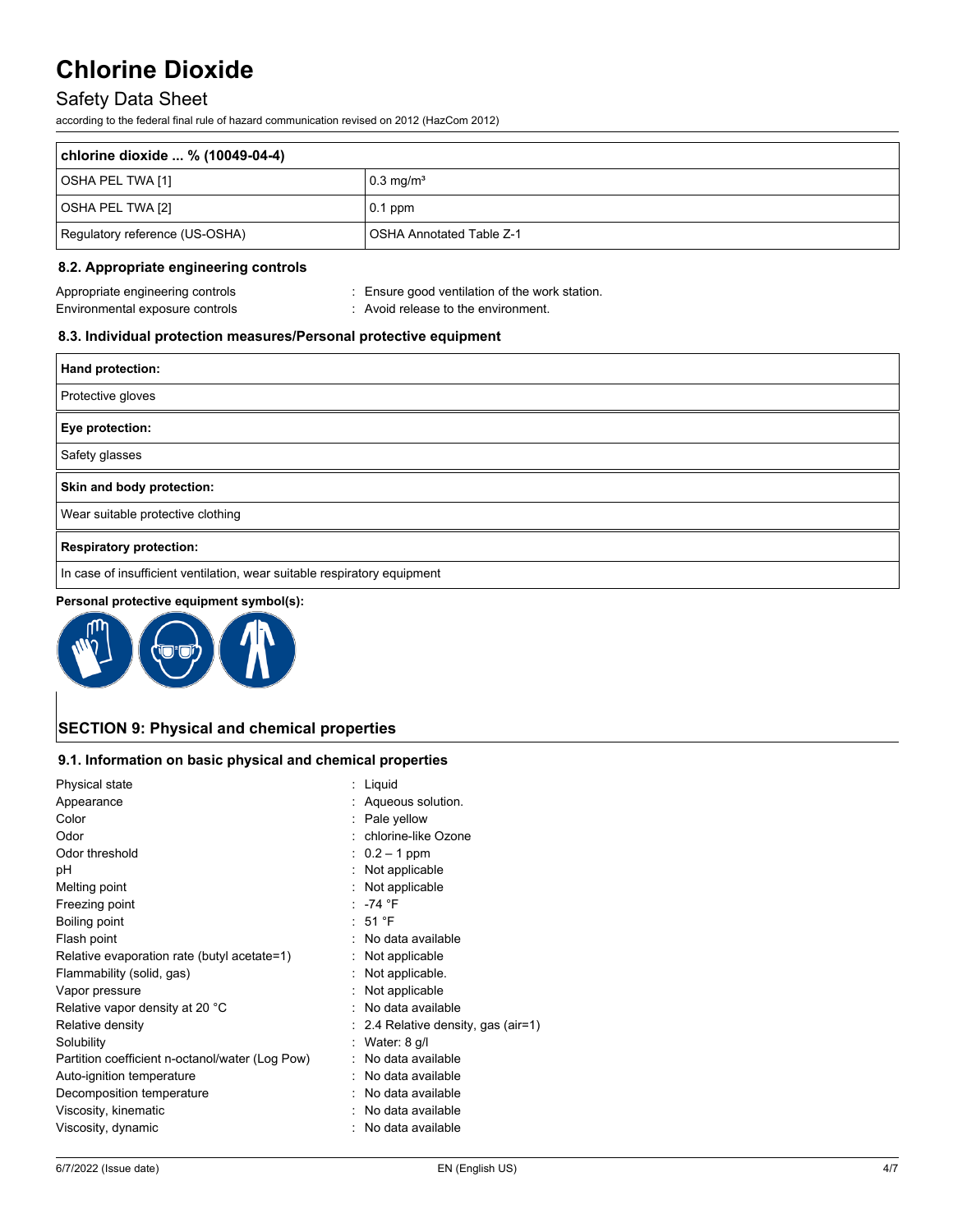| chlorine dioxide ... % (10049-04-4) | |
|---|---|
| OSHA PEL TWA [1] | 0.3 mg/m³ |
| OSHA PEL TWA [2] | 0.1 ppm |
| Regulatory reference (US-OSHA) | OSHA Annotated Table Z-1 |

### 8.2. Appropriate engineering controls

Appropriate engineering controls : Ensure good ventilation of the work station.
Environmental exposure controls : Avoid release to the environment.

### 8.3. Individual protection measures/Personal protective equipment

| **Hand protection:** |
|---|
| Protective gloves |

| **Eye protection:** |
|---|
| Safety glasses |

| **Skin and body protection:** |
|---|
| Wear suitable protective clothing |

| **Respiratory protection:** |
|---|
| In case of insufficient ventilation, wear suitable respiratory equipment |

**Personal protective equipment symbol(s):**

## SECTION 9: Physical and chemical properties

### 9.1. Information on basic physical and chemical properties

| Property | Value |
|---|---|
| Physical state | Liquid |
| Appearance | Aqueous solution. |
| Color | Pale yellow |
| Odor | chlorine-like Ozone |
| Odor threshold | 0.2 – 1 ppm |
| pH | Not applicable |
| Melting point | Not applicable |
| Freezing point | -74 °F |
| Boiling point | 51 °F |
| Flash point | No data available |
| Relative evaporation rate (butyl acetate=1) | Not applicable |
| Flammability (solid, gas) | Not applicable. |
| Vapor pressure | Not applicable |
| Relative vapor density at 20 °C | No data available |
| Relative density | 2.4 Relative density, gas (air=1) |
| Solubility | Water: 8 g/l |
| Partition coefficient n-octanol/water (Log Pow) | No data available |
| Auto-ignition temperature | No data available |
| Decomposition temperature | No data available |
| Viscosity, kinematic | No data available |
| Viscosity, dynamic | No data available |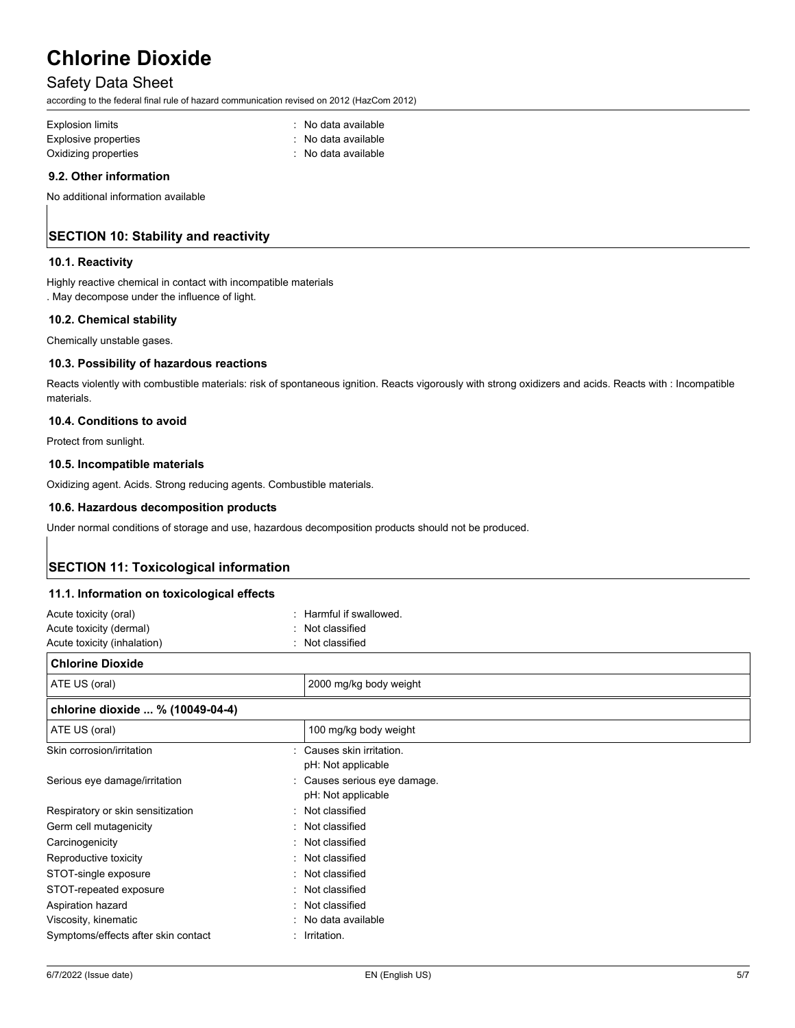| | |
|---|---|
| Explosion limits | : No data available |
| Explosive properties | : No data available |
| Oxidizing properties | : No data available |

### 9.2. Other information

No additional information available

## SECTION 10: Stability and reactivity

### 10.1. Reactivity

Highly reactive chemical in contact with incompatible materials
. May decompose under the influence of light.

### 10.2. Chemical stability

Chemically unstable gases.

### 10.3. Possibility of hazardous reactions

Reacts violently with combustible materials: risk of spontaneous ignition. Reacts vigorously with strong oxidizers and acids. Reacts with : Incompatible materials.

### 10.4. Conditions to avoid

Protect from sunlight.

### 10.5. Incompatible materials

Oxidizing agent. Acids. Strong reducing agents. Combustible materials.

### 10.6. Hazardous decomposition products

Under normal conditions of storage and use, hazardous decomposition products should not be produced.

## SECTION 11: Toxicological information

### 11.1. Information on toxicological effects

| | |
|---|---|
| Acute toxicity (oral) | : Harmful if swallowed. |
| Acute toxicity (dermal) | : Not classified |
| Acute toxicity (inhalation) | : Not classified |

| **Chlorine Dioxide** | |
|---|---|
| ATE US (oral) | 2000 mg/kg body weight |

| **chlorine dioxide ... % (10049-04-4)** | |
|---|---|
| ATE US (oral) | 100 mg/kg body weight |

| | |
|---|---|
| Skin corrosion/irritation | : Causes skin irritation.<br>pH: Not applicable |
| Serious eye damage/irritation | : Causes serious eye damage.<br>pH: Not applicable |
| Respiratory or skin sensitization | : Not classified |
| Germ cell mutagenicity | : Not classified |
| Carcinogenicity | : Not classified |
| Reproductive toxicity | : Not classified |
| STOT-single exposure | : Not classified |
| STOT-repeated exposure | : Not classified |
| Aspiration hazard | : Not classified |
| Viscosity, kinematic | : No data available |
| Symptoms/effects after skin contact | : Irritation. |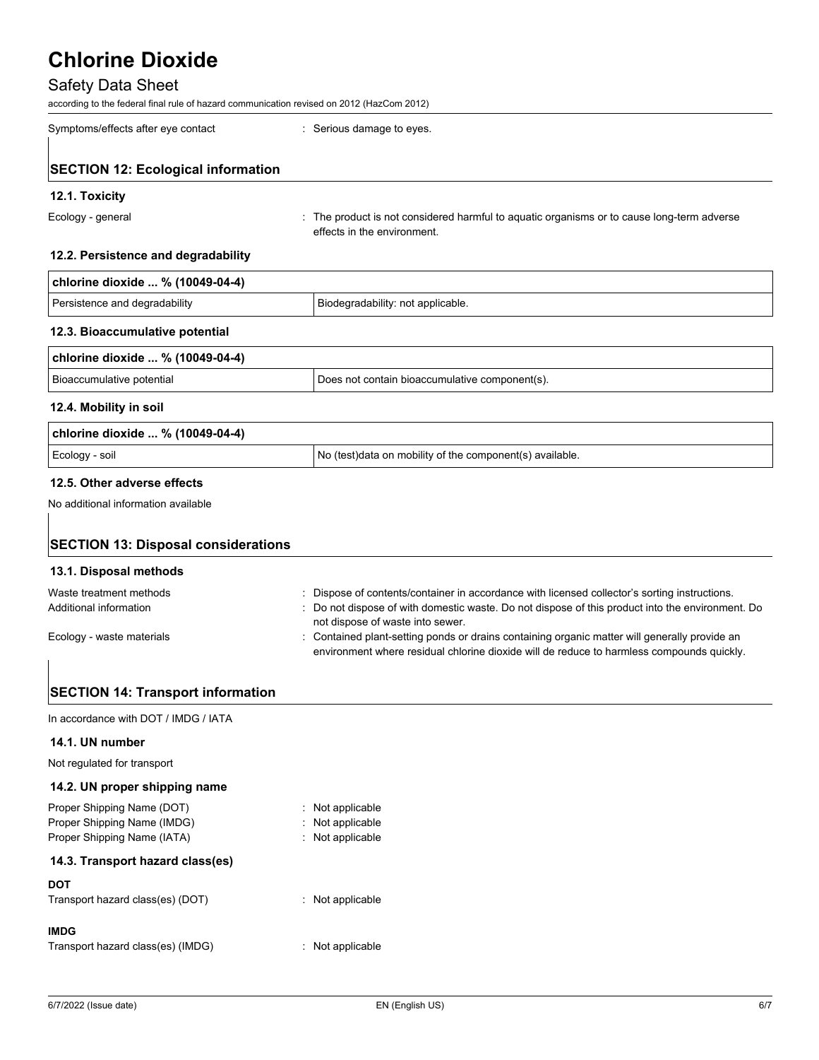Symptoms/effects after eye contact : Serious damage to eyes.

## SECTION 12: Ecological information

### 12.1. Toxicity

Ecology - general : The product is not considered harmful to aquatic organisms or to cause long-term adverse effects in the environment.

### 12.2. Persistence and degradability

| chlorine dioxide ... % (10049-04-4) | |
|---|---|
| Persistence and degradability | Biodegradability: not applicable. |

### 12.3. Bioaccumulative potential

| chlorine dioxide ... % (10049-04-4) | |
|---|---|
| Bioaccumulative potential | Does not contain bioaccumulative component(s). |

### 12.4. Mobility in soil

| chlorine dioxide ... % (10049-04-4) | |
|---|---|
| Ecology - soil | No (test)data on mobility of the component(s) available. |

### 12.5. Other adverse effects

No additional information available

## SECTION 13: Disposal considerations

### 13.1. Disposal methods

Waste treatment methods : Dispose of contents/container in accordance with licensed collector's sorting instructions.

Additional information : Do not dispose of with domestic waste. Do not dispose of this product into the environment. Do not dispose of waste into sewer.

Ecology - waste materials : Contained plant-setting ponds or drains containing organic matter will generally provide an environment where residual chlorine dioxide will de reduce to harmless compounds quickly.

## SECTION 14: Transport information

In accordance with DOT / IMDG / IATA

### 14.1. UN number

Not regulated for transport

### 14.2. UN proper shipping name

Proper Shipping Name (DOT) : Not applicable

Proper Shipping Name (IMDG) : Not applicable

Proper Shipping Name (IATA) : Not applicable

### 14.3. Transport hazard class(es)

**DOT**

Transport hazard class(es) (DOT) : Not applicable

**IMDG**

Transport hazard class(es) (IMDG) : Not applicable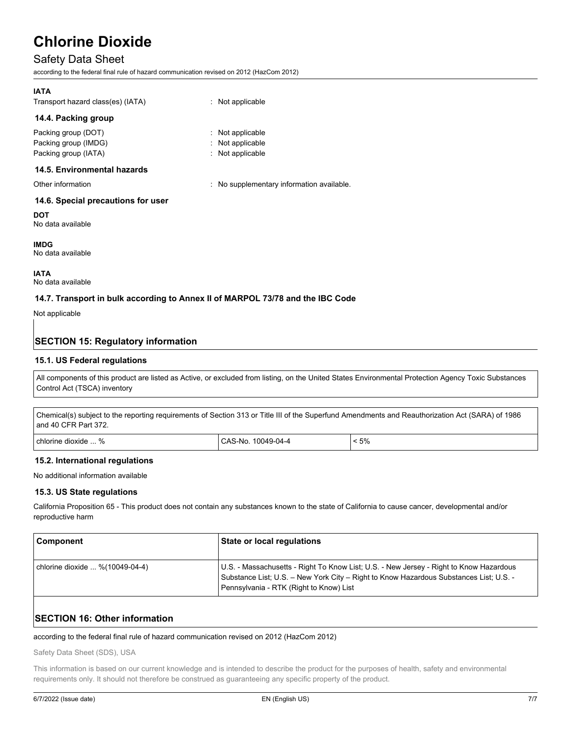**IATA**

Transport hazard class(es) (IATA) : Not applicable

### 14.4. Packing group

Packing group (DOT) : Not applicable
Packing group (IMDG) : Not applicable
Packing group (IATA) : Not applicable

### 14.5. Environmental hazards

Other information : No supplementary information available.

### 14.6. Special precautions for user

**DOT**
No data available

**IMDG**
No data available

**IATA**
No data available

### 14.7. Transport in bulk according to Annex II of MARPOL 73/78 and the IBC Code

Not applicable

## SECTION 15: Regulatory information

### 15.1. US Federal regulations

All components of this product are listed as Active, or excluded from listing, on the United States Environmental Protection Agency Toxic Substances Control Act (TSCA) inventory

| Chemical(s) subject to the reporting requirements of Section 313 or Title III of the Superfund Amendments and Reauthorization Act (SARA) of 1986 and 40 CFR Part 372. | | |
|---|---|---|
| chlorine dioxide ... % | CAS-No. 10049-04-4 | < 5% |

### 15.2. International regulations

No additional information available

### 15.3. US State regulations

California Proposition 65 - This product does not contain any substances known to the state of California to cause cancer, developmental and/or reproductive harm

| Component | State or local regulations |
|---|---|
| chlorine dioxide ... %(10049-04-4) | U.S. - Massachusetts - Right To Know List; U.S. - New Jersey - Right to Know Hazardous Substance List; U.S. – New York City – Right to Know Hazardous Substances List; U.S. - Pennsylvania - RTK (Right to Know) List |

## SECTION 16: Other information

according to the federal final rule of hazard communication revised on 2012 (HazCom 2012)

Safety Data Sheet (SDS), USA

This information is based on our current knowledge and is intended to describe the product for the purposes of health, safety and environmental requirements only. It should not therefore be construed as guaranteeing any specific property of the product.